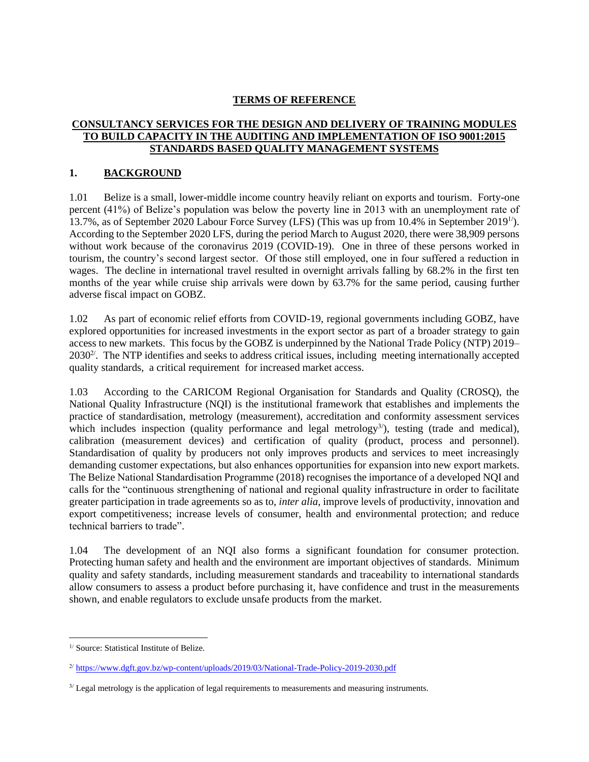**TERMS OF REFERENCE**

**CONSULTANCY SERVICES FOR THE DESIGN AND DELIVERY OF TRAINING MODULES TO BUILD CAPACITY IN THE AUDITING AND IMPLEMENTATION OF ISO 9001:2015 STANDARDS BASED QUALITY MANAGEMENT SYSTEMS**

## 1. BACKGROUND

1.01 Belize is a small, lower-middle income country heavily reliant on exports and tourism. Forty-one percent (41%) of Belize's population was below the poverty line in 2013 with an unemployment rate of 13.7%, as of September 2020 Labour Force Survey (LFS) (This was up from 10.4% in September 2019[1/]). According to the September 2020 LFS, during the period March to August 2020, there were 38,909 persons without work because of the coronavirus 2019 (COVID-19). One in three of these persons worked in tourism, the country's second largest sector. Of those still employed, one in four suffered a reduction in wages. The decline in international travel resulted in overnight arrivals falling by 68.2% in the first ten months of the year while cruise ship arrivals were down by 63.7% for the same period, causing further adverse fiscal impact on GOBZ.

1.02 As part of economic relief efforts from COVID-19, regional governments including GOBZ, have explored opportunities for increased investments in the export sector as part of a broader strategy to gain access to new markets. This focus by the GOBZ is underpinned by the National Trade Policy (NTP) 2019–2030[2/]. The NTP identifies and seeks to address critical issues, including meeting internationally accepted quality standards, a critical requirement for increased market access.

1.03 According to the CARICOM Regional Organisation for Standards and Quality (CROSQ), the National Quality Infrastructure (NQI) is the institutional framework that establishes and implements the practice of standardisation, metrology (measurement), accreditation and conformity assessment services which includes inspection (quality performance and legal metrology[3/]), testing (trade and medical), calibration (measurement devices) and certification of quality (product, process and personnel). Standardisation of quality by producers not only improves products and services to meet increasingly demanding customer expectations, but also enhances opportunities for expansion into new export markets. The Belize National Standardisation Programme (2018) recognises the importance of a developed NQI and calls for the "continuous strengthening of national and regional quality infrastructure in order to facilitate greater participation in trade agreements so as to, *inter alia*, improve levels of productivity, innovation and export competitiveness; increase levels of consumer, health and environmental protection; and reduce technical barriers to trade".

1.04 The development of an NQI also forms a significant foundation for consumer protection. Protecting human safety and health and the environment are important objectives of standards. Minimum quality and safety standards, including measurement standards and traceability to international standards allow consumers to assess a product before purchasing it, have confidence and trust in the measurements shown, and enable regulators to exclude unsafe products from the market.

---

[1/] Source: Statistical Institute of Belize.

[2/] https://www.dgft.gov.bz/wp-content/uploads/2019/03/National-Trade-Policy-2019-2030.pdf

[3/] Legal metrology is the application of legal requirements to measurements and measuring instruments.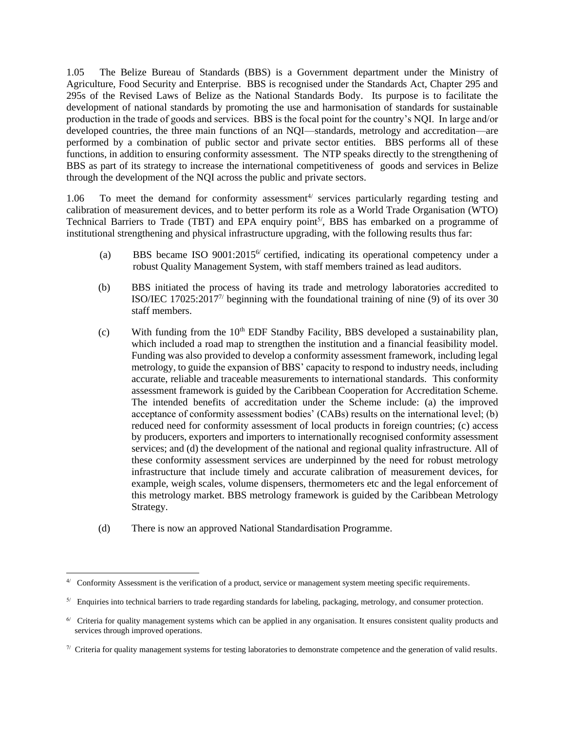1.05 The Belize Bureau of Standards (BBS) is a Government department under the Ministry of Agriculture, Food Security and Enterprise. BBS is recognised under the Standards Act, Chapter 295 and 295s of the Revised Laws of Belize as the National Standards Body. Its purpose is to facilitate the development of national standards by promoting the use and harmonisation of standards for sustainable production in the trade of goods and services. BBS is the focal point for the country's NQI. In large and/or developed countries, the three main functions of an NQI—standards, metrology and accreditation—are performed by a combination of public sector and private sector entities. BBS performs all of these functions, in addition to ensuring conformity assessment. The NTP speaks directly to the strengthening of BBS as part of its strategy to increase the international competitiveness of goods and services in Belize through the development of the NQI across the public and private sectors.

1.06 To meet the demand for conformity assessment[4/] services particularly regarding testing and calibration of measurement devices, and to better perform its role as a World Trade Organisation (WTO) Technical Barriers to Trade (TBT) and EPA enquiry point[5/], BBS has embarked on a programme of institutional strengthening and physical infrastructure upgrading, with the following results thus far:

(a) BBS became ISO 9001:2015[6/] certified, indicating its operational competency under a robust Quality Management System, with staff members trained as lead auditors.

(b) BBS initiated the process of having its trade and metrology laboratories accredited to ISO/IEC 17025:2017[7/] beginning with the foundational training of nine (9) of its over 30 staff members.

(c) With funding from the 10th EDF Standby Facility, BBS developed a sustainability plan, which included a road map to strengthen the institution and a financial feasibility model. Funding was also provided to develop a conformity assessment framework, including legal metrology, to guide the expansion of BBS' capacity to respond to industry needs, including accurate, reliable and traceable measurements to international standards. This conformity assessment framework is guided by the Caribbean Cooperation for Accreditation Scheme. The intended benefits of accreditation under the Scheme include: (a) the improved acceptance of conformity assessment bodies' (CABs) results on the international level; (b) reduced need for conformity assessment of local products in foreign countries; (c) access by producers, exporters and importers to internationally recognised conformity assessment services; and (d) the development of the national and regional quality infrastructure. All of these conformity assessment services are underpinned by the need for robust metrology infrastructure that include timely and accurate calibration of measurement devices, for example, weigh scales, volume dispensers, thermometers etc and the legal enforcement of this metrology market. BBS metrology framework is guided by the Caribbean Metrology Strategy.

(d) There is now an approved National Standardisation Programme.

---

[4/] Conformity Assessment is the verification of a product, service or management system meeting specific requirements.

[5/] Enquiries into technical barriers to trade regarding standards for labeling, packaging, metrology, and consumer protection.

[6/] Criteria for quality management systems which can be applied in any organisation. It ensures consistent quality products and services through improved operations.

[7/] Criteria for quality management systems for testing laboratories to demonstrate competence and the generation of valid results.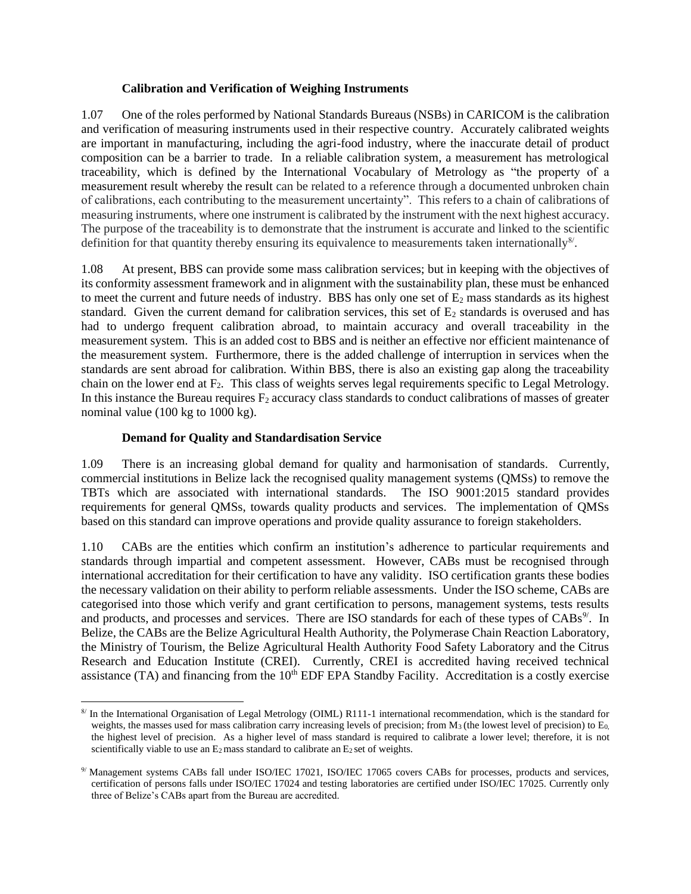### Calibration and Verification of Weighing Instruments

1.07 One of the roles performed by National Standards Bureaus (NSBs) in CARICOM is the calibration and verification of measuring instruments used in their respective country. Accurately calibrated weights are important in manufacturing, including the agri-food industry, where the inaccurate detail of product composition can be a barrier to trade. In a reliable calibration system, a measurement has metrological traceability, which is defined by the International Vocabulary of Metrology as "the property of a measurement result whereby the result can be related to a reference through a documented unbroken chain of calibrations, each contributing to the measurement uncertainty". This refers to a chain of calibrations of measuring instruments, where one instrument is calibrated by the instrument with the next highest accuracy. The purpose of the traceability is to demonstrate that the instrument is accurate and linked to the scientific definition for that quantity thereby ensuring its equivalence to measurements taken internationally[8/].

1.08 At present, BBS can provide some mass calibration services; but in keeping with the objectives of its conformity assessment framework and in alignment with the sustainability plan, these must be enhanced to meet the current and future needs of industry. BBS has only one set of $E_2$ mass standards as its highest standard. Given the current demand for calibration services, this set of $E_2$ standards is overused and has had to undergo frequent calibration abroad, to maintain accuracy and overall traceability in the measurement system. This is an added cost to BBS and is neither an effective nor efficient maintenance of the measurement system. Furthermore, there is the added challenge of interruption in services when the standards are sent abroad for calibration. Within BBS, there is also an existing gap along the traceability chain on the lower end at $F_2$. This class of weights serves legal requirements specific to Legal Metrology. In this instance the Bureau requires $F_2$ accuracy class standards to conduct calibrations of masses of greater nominal value (100 kg to 1000 kg).

### Demand for Quality and Standardisation Service

1.09 There is an increasing global demand for quality and harmonisation of standards. Currently, commercial institutions in Belize lack the recognised quality management systems (QMSs) to remove the TBTs which are associated with international standards. The ISO 9001:2015 standard provides requirements for general QMSs, towards quality products and services. The implementation of QMSs based on this standard can improve operations and provide quality assurance to foreign stakeholders.

1.10 CABs are the entities which confirm an institution's adherence to particular requirements and standards through impartial and competent assessment. However, CABs must be recognised through international accreditation for their certification to have any validity. ISO certification grants these bodies the necessary validation on their ability to perform reliable assessments. Under the ISO scheme, CABs are categorised into those which verify and grant certification to persons, management systems, tests results and products, and processes and services. There are ISO standards for each of these types of CABs[9/]. In Belize, the CABs are the Belize Agricultural Health Authority, the Polymerase Chain Reaction Laboratory, the Ministry of Tourism, the Belize Agricultural Health Authority Food Safety Laboratory and the Citrus Research and Education Institute (CREI). Currently, CREI is accredited having received technical assistance (TA) and financing from the 10th EDF EPA Standby Facility. Accreditation is a costly exercise

---

[8/] In the International Organisation of Legal Metrology (OIML) R111-1 international recommendation, which is the standard for weights, the masses used for mass calibration carry increasing levels of precision; from $M_3$ (the lowest level of precision) to $E_0$, the highest level of precision. As a higher level of mass standard is required to calibrate a lower level; therefore, it is not scientifically viable to use an $E_2$ mass standard to calibrate an $E_2$ set of weights.

[9/] Management systems CABs fall under ISO/IEC 17021, ISO/IEC 17065 covers CABs for processes, products and services, certification of persons falls under ISO/IEC 17024 and testing laboratories are certified under ISO/IEC 17025. Currently only three of Belize's CABs apart from the Bureau are accredited.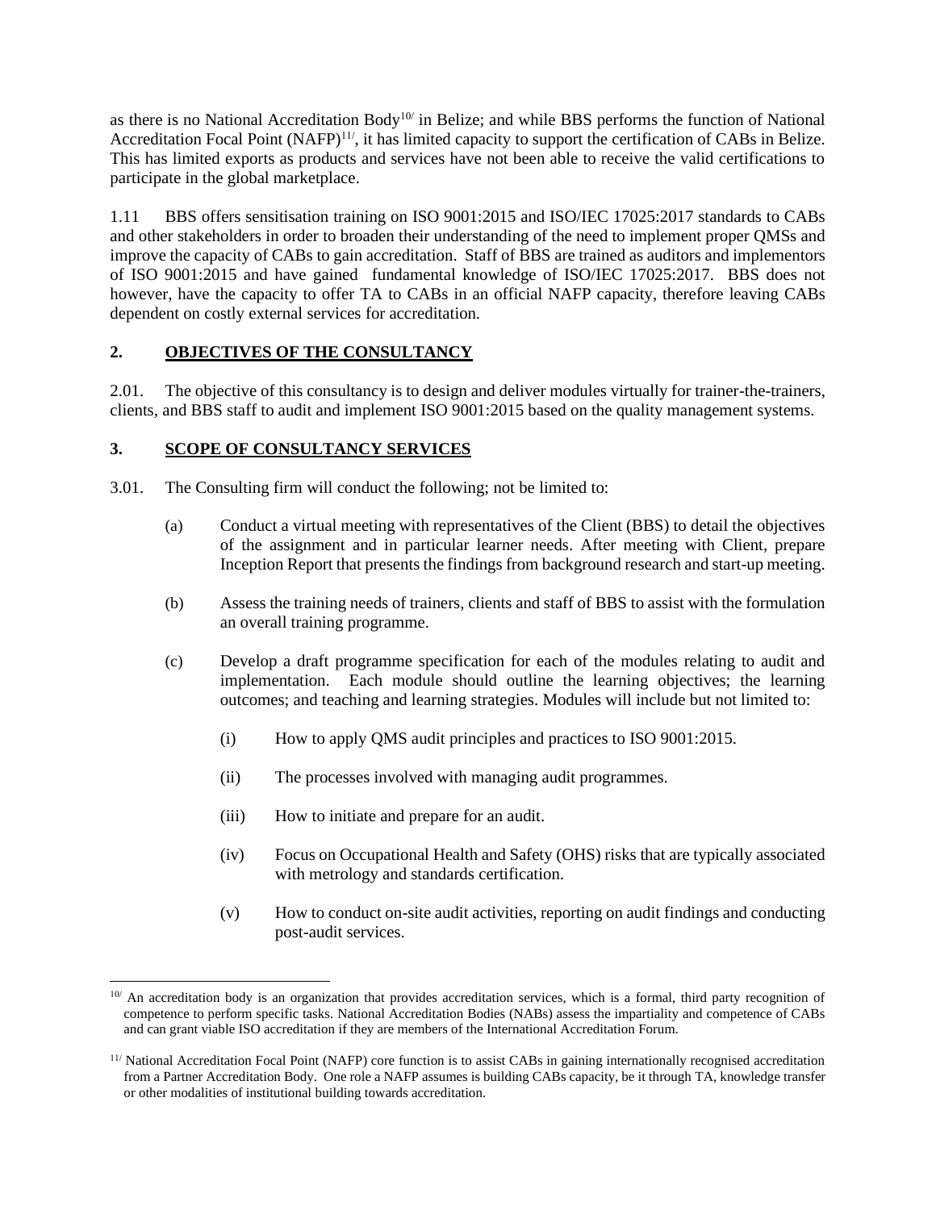as there is no National Accreditation Body[10/] in Belize; and while BBS performs the function of National Accreditation Focal Point (NAFP)[11/], it has limited capacity to support the certification of CABs in Belize. This has limited exports as products and services have not been able to receive the valid certifications to participate in the global marketplace.

1.11 BBS offers sensitisation training on ISO 9001:2015 and ISO/IEC 17025:2017 standards to CABs and other stakeholders in order to broaden their understanding of the need to implement proper QMSs and improve the capacity of CABs to gain accreditation. Staff of BBS are trained as auditors and implementors of ISO 9001:2015 and have gained fundamental knowledge of ISO/IEC 17025:2017. BBS does not however, have the capacity to offer TA to CABs in an official NAFP capacity, therefore leaving CABs dependent on costly external services for accreditation.

## 2. OBJECTIVES OF THE CONSULTANCY

2.01. The objective of this consultancy is to design and deliver modules virtually for trainer-the-trainers, clients, and BBS staff to audit and implement ISO 9001:2015 based on the quality management systems.

## 3. SCOPE OF CONSULTANCY SERVICES

3.01. The Consulting firm will conduct the following; not be limited to:

(a) Conduct a virtual meeting with representatives of the Client (BBS) to detail the objectives of the assignment and in particular learner needs. After meeting with Client, prepare Inception Report that presents the findings from background research and start-up meeting.

(b) Assess the training needs of trainers, clients and staff of BBS to assist with the formulation an overall training programme.

(c) Develop a draft programme specification for each of the modules relating to audit and implementation. Each module should outline the learning objectives; the learning outcomes; and teaching and learning strategies. Modules will include but not limited to:

(i) How to apply QMS audit principles and practices to ISO 9001:2015.

(ii) The processes involved with managing audit programmes.

(iii) How to initiate and prepare for an audit.

(iv) Focus on Occupational Health and Safety (OHS) risks that are typically associated with metrology and standards certification.

(v) How to conduct on-site audit activities, reporting on audit findings and conducting post-audit services.

---

[10/] An accreditation body is an organization that provides accreditation services, which is a formal, third party recognition of competence to perform specific tasks. National Accreditation Bodies (NABs) assess the impartiality and competence of CABs and can grant viable ISO accreditation if they are members of the International Accreditation Forum.

[11/] National Accreditation Focal Point (NAFP) core function is to assist CABs in gaining internationally recognised accreditation from a Partner Accreditation Body. One role a NAFP assumes is building CABs capacity, be it through TA, knowledge transfer or other modalities of institutional building towards accreditation.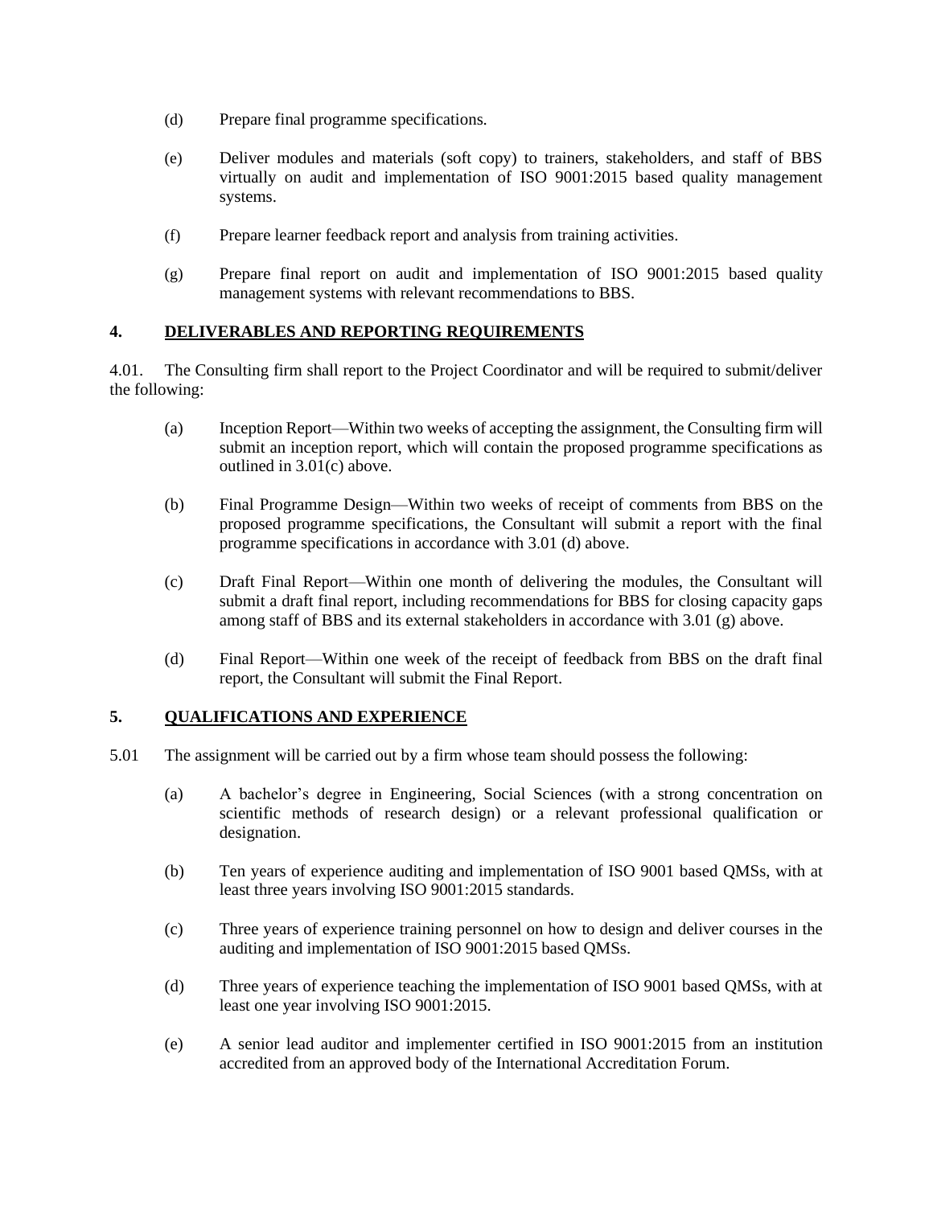(d) Prepare final programme specifications.

(e) Deliver modules and materials (soft copy) to trainers, stakeholders, and staff of BBS virtually on audit and implementation of ISO 9001:2015 based quality management systems.

(f) Prepare learner feedback report and analysis from training activities.

(g) Prepare final report on audit and implementation of ISO 9001:2015 based quality management systems with relevant recommendations to BBS.

## 4. <u>DELIVERABLES AND REPORTING REQUIREMENTS</u>

4.01. The Consulting firm shall report to the Project Coordinator and will be required to submit/deliver the following:

(a) Inception Report—Within two weeks of accepting the assignment, the Consulting firm will submit an inception report, which will contain the proposed programme specifications as outlined in 3.01(c) above.

(b) Final Programme Design—Within two weeks of receipt of comments from BBS on the proposed programme specifications, the Consultant will submit a report with the final programme specifications in accordance with 3.01 (d) above.

(c) Draft Final Report—Within one month of delivering the modules, the Consultant will submit a draft final report, including recommendations for BBS for closing capacity gaps among staff of BBS and its external stakeholders in accordance with 3.01 (g) above.

(d) Final Report—Within one week of the receipt of feedback from BBS on the draft final report, the Consultant will submit the Final Report.

## 5. <u>QUALIFICATIONS AND EXPERIENCE</u>

5.01 The assignment will be carried out by a firm whose team should possess the following:

(a) A bachelor's degree in Engineering, Social Sciences (with a strong concentration on scientific methods of research design) or a relevant professional qualification or designation.

(b) Ten years of experience auditing and implementation of ISO 9001 based QMSs, with at least three years involving ISO 9001:2015 standards.

(c) Three years of experience training personnel on how to design and deliver courses in the auditing and implementation of ISO 9001:2015 based QMSs.

(d) Three years of experience teaching the implementation of ISO 9001 based QMSs, with at least one year involving ISO 9001:2015.

(e) A senior lead auditor and implementer certified in ISO 9001:2015 from an institution accredited from an approved body of the International Accreditation Forum.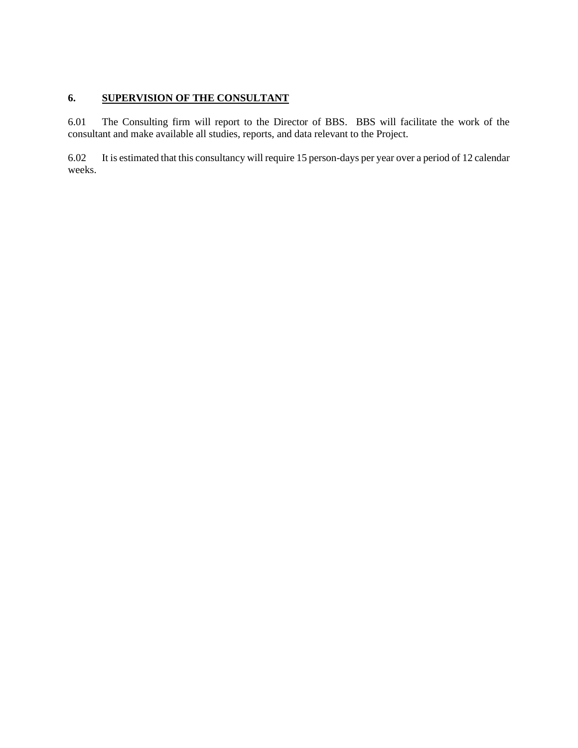## 6. SUPERVISION OF THE CONSULTANT

6.01 The Consulting firm will report to the Director of BBS. BBS will facilitate the work of the consultant and make available all studies, reports, and data relevant to the Project.

6.02 It is estimated that this consultancy will require 15 person-days per year over a period of 12 calendar weeks.